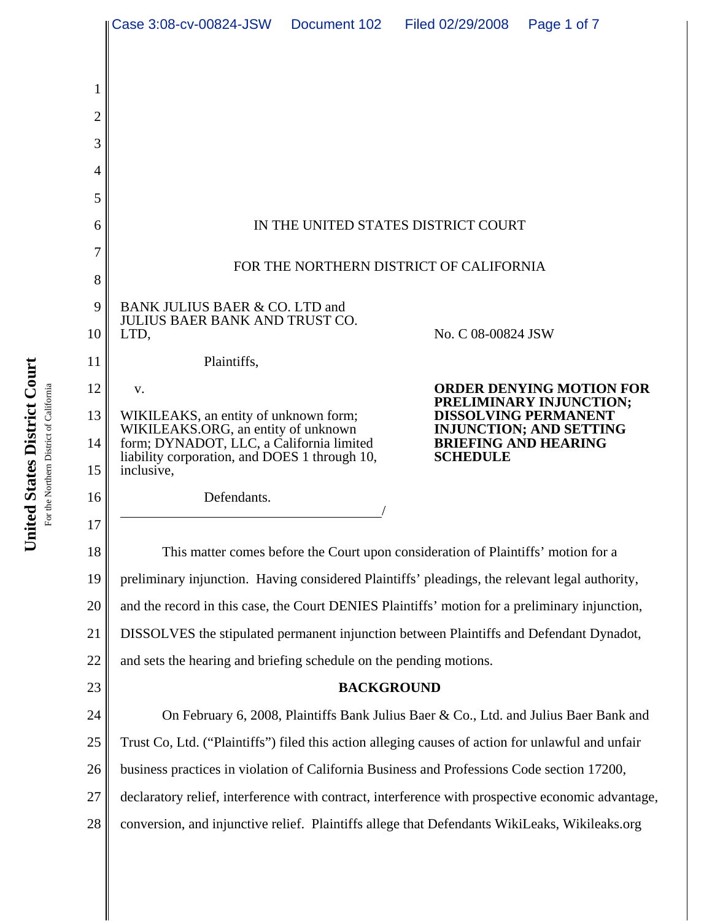IN THE UNITED STATES DISTRICT COURT

FOR THE NORTHERN DISTRICT OF CALIFORNIA

BANK JULIUS BAER & CO. LTD and JULIUS BAER BANK AND TRUST CO. LTD,

Plaintiffs,

v.

WIKILEAKS, an entity of unknown form; WIKILEAKS.ORG, an entity of unknown form; DYNADOT, LLC, a California limited liability corporation, and DOES 1 through 10, inclusive,

Defendants.

No. C 08-00824 JSW

**ORDER DENYING MOTION FOR PRELIMINARY INJUNCTION; DISSOLVING PERMANENT INJUNCTION; AND SETTING BRIEFING AND HEARING SCHEDULE**

This matter comes before the Court upon consideration of Plaintiffs' motion for a preliminary injunction. Having considered Plaintiffs' pleadings, the relevant legal authority, and the record in this case, the Court DENIES Plaintiffs' motion for a preliminary injunction, DISSOLVES the stipulated permanent injunction between Plaintiffs and Defendant Dynadot, and sets the hearing and briefing schedule on the pending motions.

## BACKGROUND

On February 6, 2008, Plaintiffs Bank Julius Baer & Co., Ltd. and Julius Baer Bank and Trust Co, Ltd. ("Plaintiffs") filed this action alleging causes of action for unlawful and unfair business practices in violation of California Business and Professions Code section 17200, declaratory relief, interference with contract, interference with prospective economic advantage, conversion, and injunctive relief. Plaintiffs allege that Defendants WikiLeaks, Wikileaks.org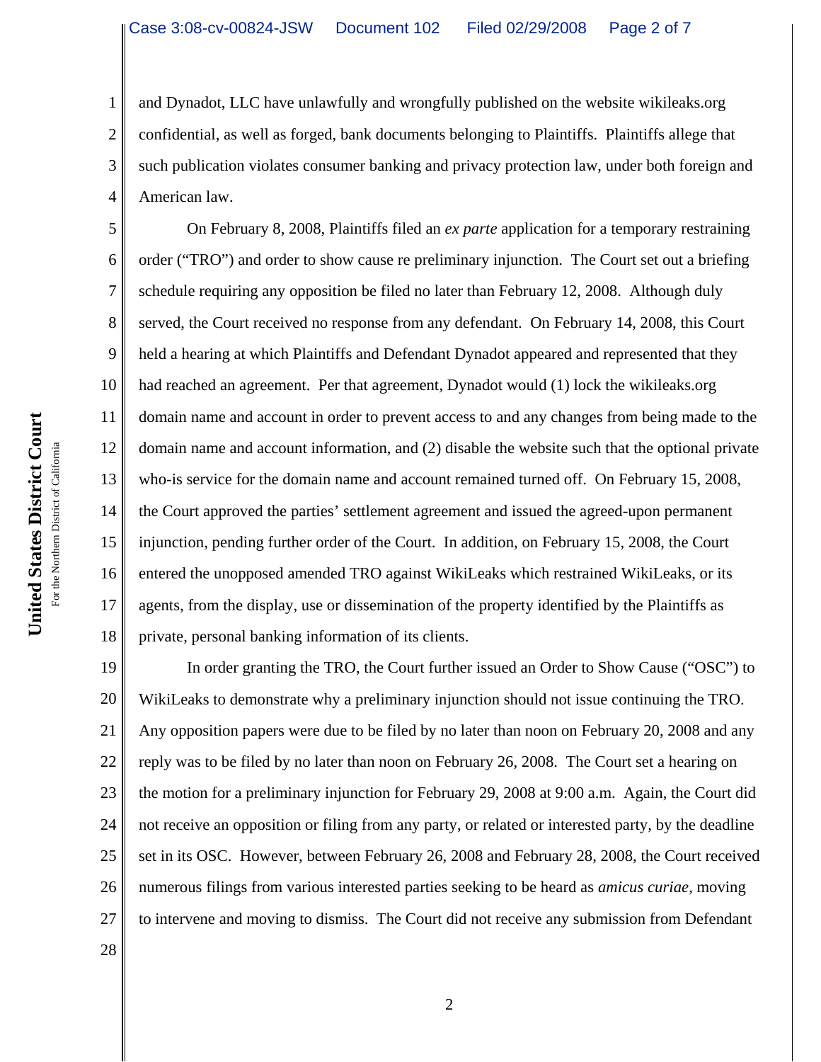and Dynadot, LLC have unlawfully and wrongfully published on the website wikileaks.org confidential, as well as forged, bank documents belonging to Plaintiffs. Plaintiffs allege that such publication violates consumer banking and privacy protection law, under both foreign and American law.

On February 8, 2008, Plaintiffs filed an *ex parte* application for a temporary restraining order ("TRO") and order to show cause re preliminary injunction. The Court set out a briefing schedule requiring any opposition be filed no later than February 12, 2008. Although duly served, the Court received no response from any defendant. On February 14, 2008, this Court held a hearing at which Plaintiffs and Defendant Dynadot appeared and represented that they had reached an agreement. Per that agreement, Dynadot would (1) lock the wikileaks.org domain name and account in order to prevent access to and any changes from being made to the domain name and account information, and (2) disable the website such that the optional private who-is service for the domain name and account remained turned off. On February 15, 2008, the Court approved the parties' settlement agreement and issued the agreed-upon permanent injunction, pending further order of the Court. In addition, on February 15, 2008, the Court entered the unopposed amended TRO against WikiLeaks which restrained WikiLeaks, or its agents, from the display, use or dissemination of the property identified by the Plaintiffs as private, personal banking information of its clients.

In order granting the TRO, the Court further issued an Order to Show Cause ("OSC") to WikiLeaks to demonstrate why a preliminary injunction should not issue continuing the TRO. Any opposition papers were due to be filed by no later than noon on February 20, 2008 and any reply was to be filed by no later than noon on February 26, 2008. The Court set a hearing on the motion for a preliminary injunction for February 29, 2008 at 9:00 a.m. Again, the Court did not receive an opposition or filing from any party, or related or interested party, by the deadline set in its OSC. However, between February 26, 2008 and February 28, 2008, the Court received numerous filings from various interested parties seeking to be heard as *amicus curiae*, moving to intervene and moving to dismiss. The Court did not receive any submission from Defendant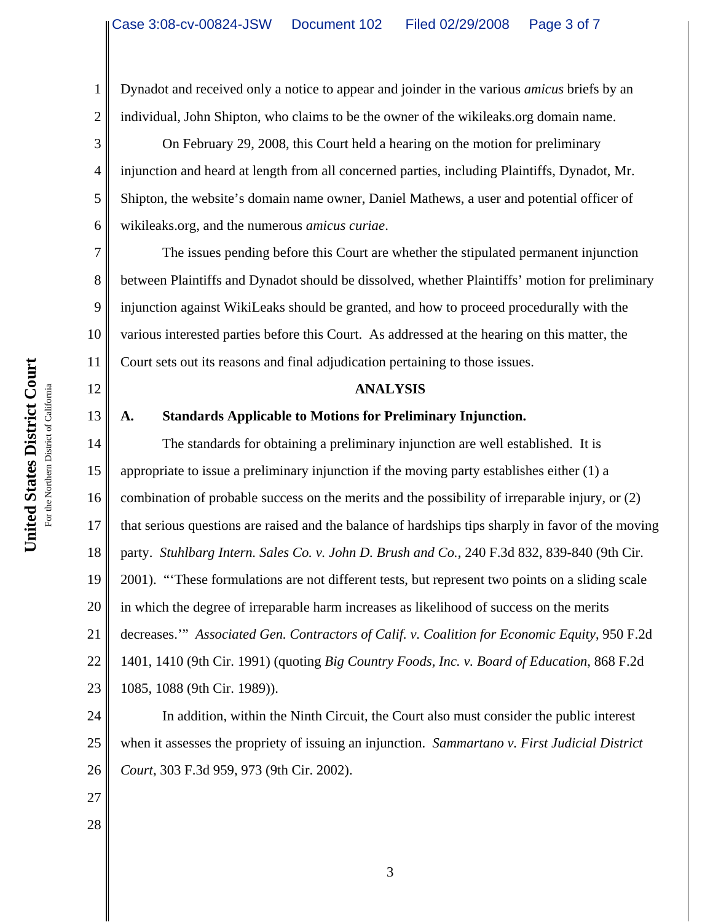Dynadot and received only a notice to appear and joinder in the various *amicus* briefs by an individual, John Shipton, who claims to be the owner of the wikileaks.org domain name.

On February 29, 2008, this Court held a hearing on the motion for preliminary injunction and heard at length from all concerned parties, including Plaintiffs, Dynadot, Mr. Shipton, the website's domain name owner, Daniel Mathews, a user and potential officer of wikileaks.org, and the numerous *amicus curiae*.

The issues pending before this Court are whether the stipulated permanent injunction between Plaintiffs and Dynadot should be dissolved, whether Plaintiffs' motion for preliminary injunction against WikiLeaks should be granted, and how to proceed procedurally with the various interested parties before this Court. As addressed at the hearing on this matter, the Court sets out its reasons and final adjudication pertaining to those issues.

## ANALYSIS

### A. Standards Applicable to Motions for Preliminary Injunction.

The standards for obtaining a preliminary injunction are well established. It is appropriate to issue a preliminary injunction if the moving party establishes either (1) a combination of probable success on the merits and the possibility of irreparable injury, or (2) that serious questions are raised and the balance of hardships tips sharply in favor of the moving party. *Stuhlbarg Intern. Sales Co. v. John D. Brush and Co.*, 240 F.3d 832, 839-840 (9th Cir. 2001). "'These formulations are not different tests, but represent two points on a sliding scale in which the degree of irreparable harm increases as likelihood of success on the merits decreases.'" *Associated Gen. Contractors of Calif. v. Coalition for Economic Equity*, 950 F.2d 1401, 1410 (9th Cir. 1991) (quoting *Big Country Foods, Inc. v. Board of Education*, 868 F.2d 1085, 1088 (9th Cir. 1989)).

In addition, within the Ninth Circuit, the Court also must consider the public interest when it assesses the propriety of issuing an injunction. *Sammartano v. First Judicial District Court*, 303 F.3d 959, 973 (9th Cir. 2002).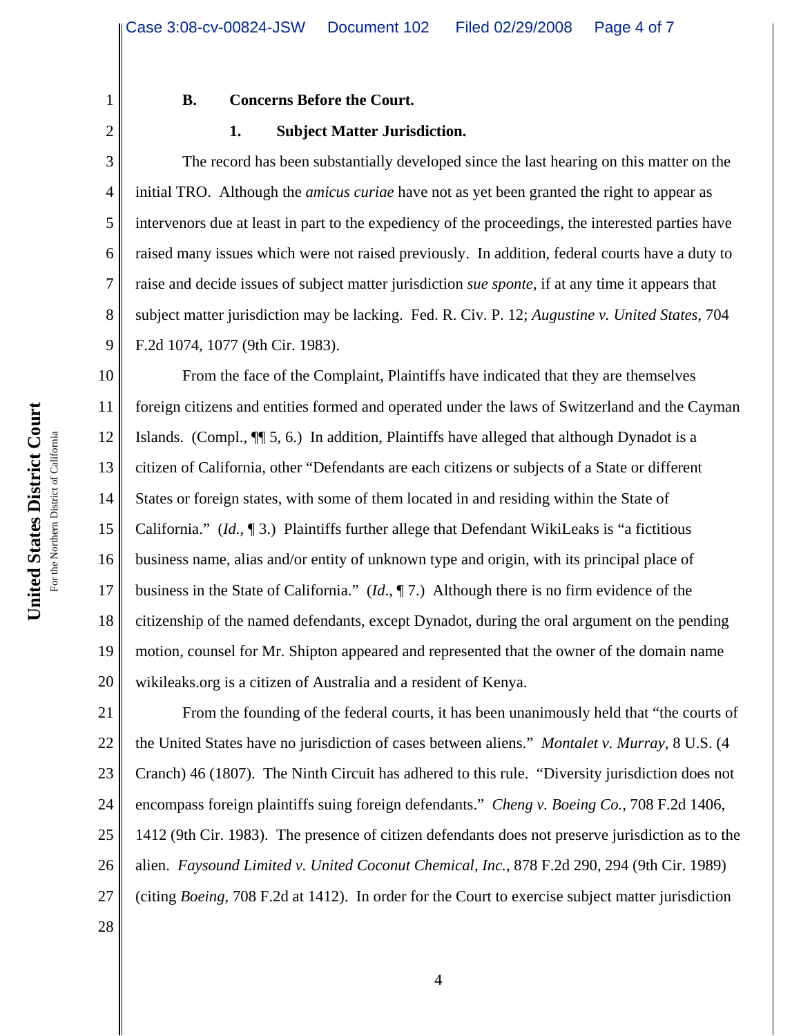**B. Concerns Before the Court.**

**1. Subject Matter Jurisdiction.**

The record has been substantially developed since the last hearing on this matter on the initial TRO. Although the *amicus curiae* have not as yet been granted the right to appear as intervenors due at least in part to the expediency of the proceedings, the interested parties have raised many issues which were not raised previously. In addition, federal courts have a duty to raise and decide issues of subject matter jurisdiction *sue sponte*, if at any time it appears that subject matter jurisdiction may be lacking. Fed. R. Civ. P. 12; *Augustine v. United States*, 704 F.2d 1074, 1077 (9th Cir. 1983).

From the face of the Complaint, Plaintiffs have indicated that they are themselves foreign citizens and entities formed and operated under the laws of Switzerland and the Cayman Islands. (Compl., ¶¶ 5, 6.) In addition, Plaintiffs have alleged that although Dynadot is a citizen of California, other "Defendants are each citizens or subjects of a State or different States or foreign states, with some of them located in and residing within the State of California." (*Id.*, ¶ 3.) Plaintiffs further allege that Defendant WikiLeaks is "a fictitious business name, alias and/or entity of unknown type and origin, with its principal place of business in the State of California." (*Id.*, ¶ 7.) Although there is no firm evidence of the citizenship of the named defendants, except Dynadot, during the oral argument on the pending motion, counsel for Mr. Shipton appeared and represented that the owner of the domain name wikileaks.org is a citizen of Australia and a resident of Kenya.

From the founding of the federal courts, it has been unanimously held that "the courts of the United States have no jurisdiction of cases between aliens." *Montalet v. Murray*, 8 U.S. (4 Cranch) 46 (1807). The Ninth Circuit has adhered to this rule. "Diversity jurisdiction does not encompass foreign plaintiffs suing foreign defendants." *Cheng v. Boeing Co.*, 708 F.2d 1406, 1412 (9th Cir. 1983). The presence of citizen defendants does not preserve jurisdiction as to the alien. *Faysound Limited v. United Coconut Chemical, Inc.*, 878 F.2d 290, 294 (9th Cir. 1989) (citing *Boeing*, 708 F.2d at 1412). In order for the Court to exercise subject matter jurisdiction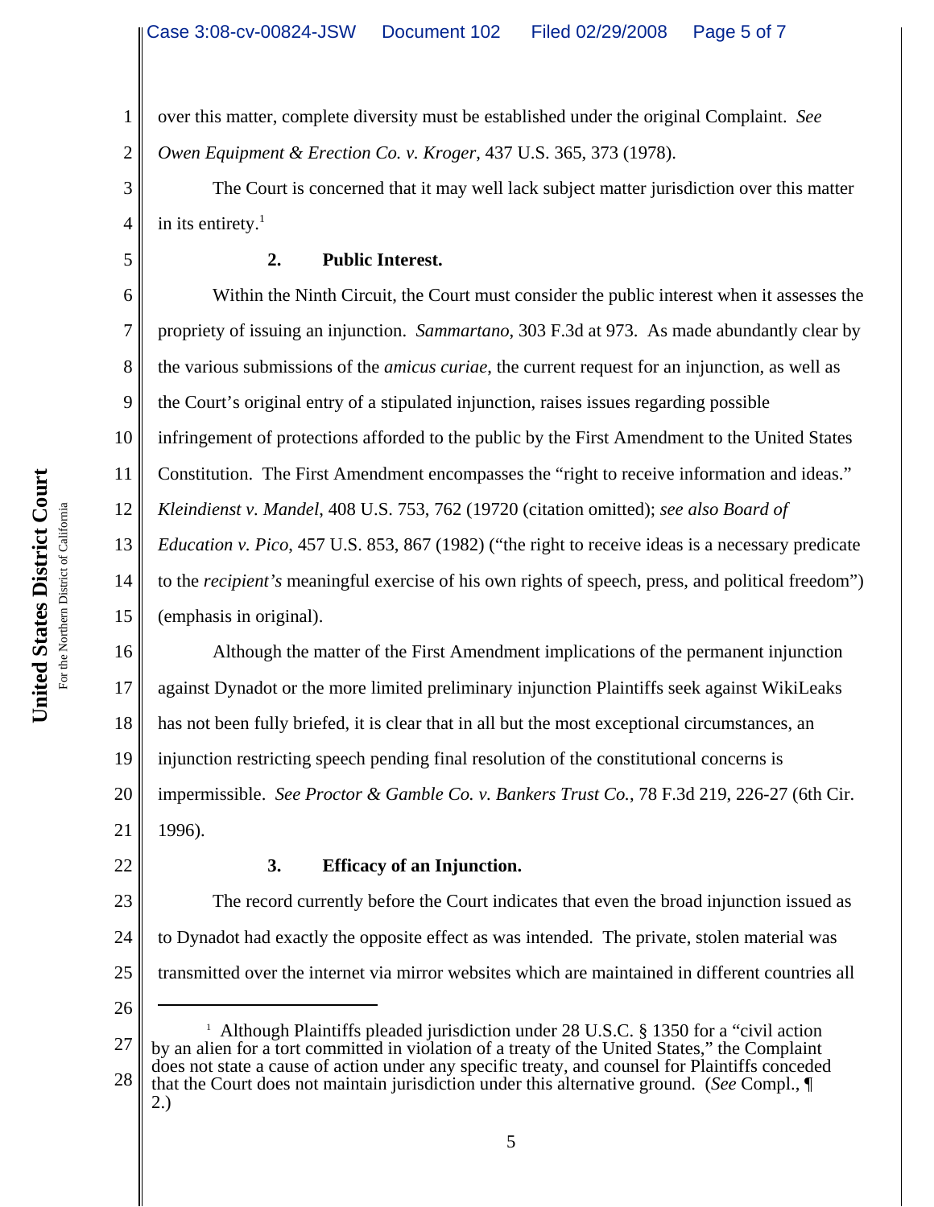over this matter, complete diversity must be established under the original Complaint. *See Owen Equipment & Erection Co. v. Kroger*, 437 U.S. 365, 373 (1978).

The Court is concerned that it may well lack subject matter jurisdiction over this matter in its entirety.[1]

**2. Public Interest.**

Within the Ninth Circuit, the Court must consider the public interest when it assesses the propriety of issuing an injunction. *Sammartano*, 303 F.3d at 973. As made abundantly clear by the various submissions of the *amicus curiae*, the current request for an injunction, as well as the Court's original entry of a stipulated injunction, raises issues regarding possible infringement of protections afforded to the public by the First Amendment to the United States Constitution. The First Amendment encompasses the "right to receive information and ideas." *Kleindienst v. Mandel*, 408 U.S. 753, 762 (19720 (citation omitted); *see also Board of Education v. Pico*, 457 U.S. 853, 867 (1982) ("the right to receive ideas is a necessary predicate to the *recipient's* meaningful exercise of his own rights of speech, press, and political freedom") (emphasis in original).

Although the matter of the First Amendment implications of the permanent injunction against Dynadot or the more limited preliminary injunction Plaintiffs seek against WikiLeaks has not been fully briefed, it is clear that in all but the most exceptional circumstances, an injunction restricting speech pending final resolution of the constitutional concerns is impermissible. *See Proctor & Gamble Co. v. Bankers Trust Co.*, 78 F.3d 219, 226-27 (6th Cir. 1996).

**3. Efficacy of an Injunction.**

The record currently before the Court indicates that even the broad injunction issued as to Dynadot had exactly the opposite effect as was intended. The private, stolen material was transmitted over the internet via mirror websites which are maintained in different countries all

---

[1] Although Plaintiffs pleaded jurisdiction under 28 U.S.C. § 1350 for a "civil action by an alien for a tort committed in violation of a treaty of the United States," the Complaint does not state a cause of action under any specific treaty, and counsel for Plaintiffs conceded that the Court does not maintain jurisdiction under this alternative ground. (*See* Compl., ¶ 2.)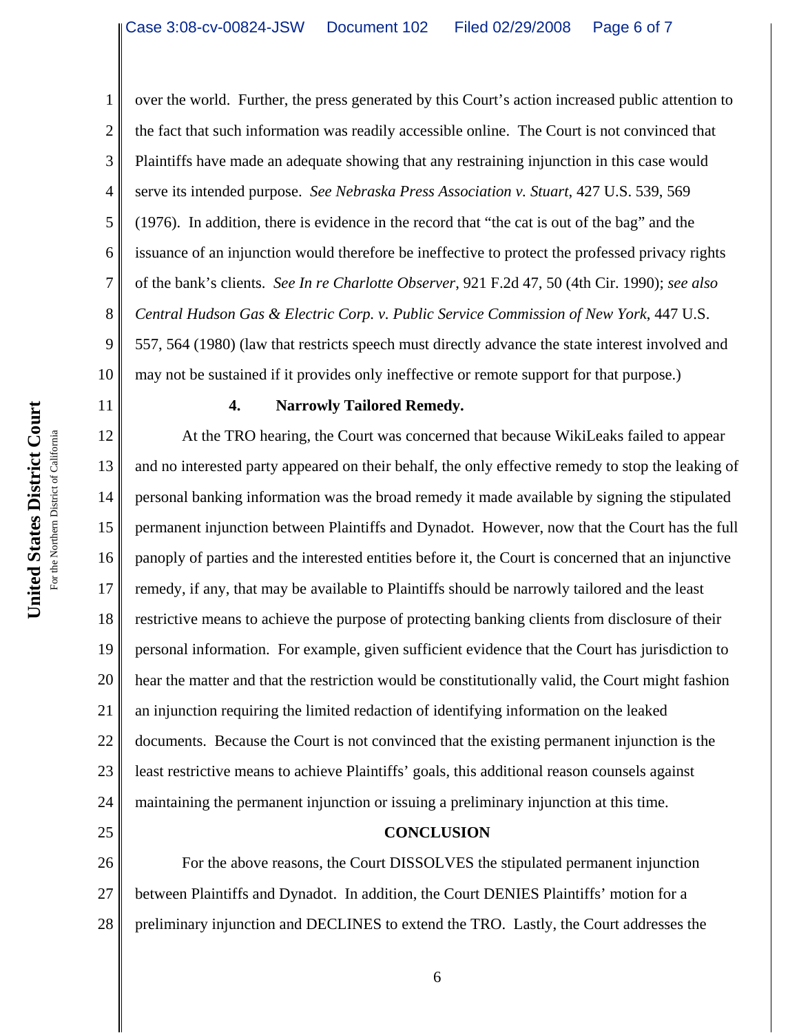over the world. Further, the press generated by this Court's action increased public attention to the fact that such information was readily accessible online. The Court is not convinced that Plaintiffs have made an adequate showing that any restraining injunction in this case would serve its intended purpose. *See Nebraska Press Association v. Stuart*, 427 U.S. 539, 569 (1976). In addition, there is evidence in the record that "the cat is out of the bag" and the issuance of an injunction would therefore be ineffective to protect the professed privacy rights of the bank's clients. *See In re Charlotte Observer*, 921 F.2d 47, 50 (4th Cir. 1990); *see also Central Hudson Gas & Electric Corp. v. Public Service Commission of New York*, 447 U.S. 557, 564 (1980) (law that restricts speech must directly advance the state interest involved and may not be sustained if it provides only ineffective or remote support for that purpose.)

### 4. Narrowly Tailored Remedy.

At the TRO hearing, the Court was concerned that because WikiLeaks failed to appear and no interested party appeared on their behalf, the only effective remedy to stop the leaking of personal banking information was the broad remedy it made available by signing the stipulated permanent injunction between Plaintiffs and Dynadot. However, now that the Court has the full panoply of parties and the interested entities before it, the Court is concerned that an injunctive remedy, if any, that may be available to Plaintiffs should be narrowly tailored and the least restrictive means to achieve the purpose of protecting banking clients from disclosure of their personal information. For example, given sufficient evidence that the Court has jurisdiction to hear the matter and that the restriction would be constitutionally valid, the Court might fashion an injunction requiring the limited redaction of identifying information on the leaked documents. Because the Court is not convinced that the existing permanent injunction is the least restrictive means to achieve Plaintiffs' goals, this additional reason counsels against maintaining the permanent injunction or issuing a preliminary injunction at this time.

## CONCLUSION

For the above reasons, the Court DISSOLVES the stipulated permanent injunction between Plaintiffs and Dynadot. In addition, the Court DENIES Plaintiffs' motion for a preliminary injunction and DECLINES to extend the TRO. Lastly, the Court addresses the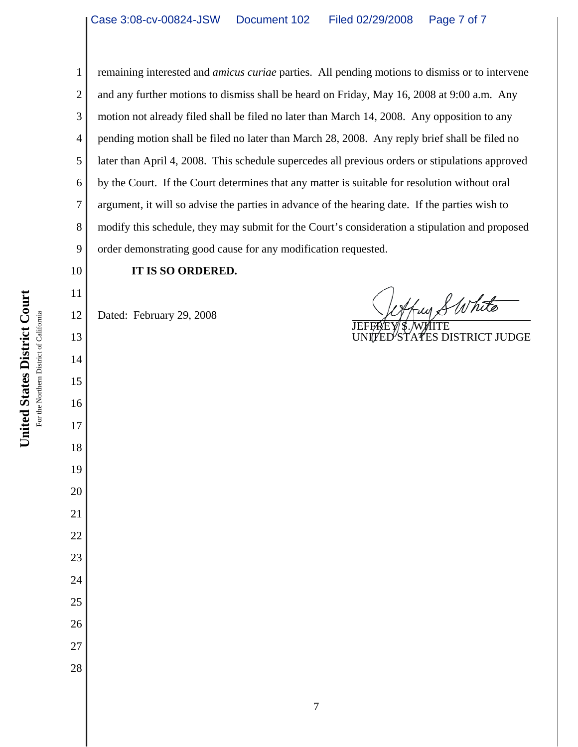remaining interested and *amicus curiae* parties. All pending motions to dismiss or to intervene and any further motions to dismiss shall be heard on Friday, May 16, 2008 at 9:00 a.m. Any motion not already filed shall be filed no later than March 14, 2008. Any opposition to any pending motion shall be filed no later than March 28, 2008. Any reply brief shall be filed no later than April 4, 2008. This schedule supercedes all previous orders or stipulations approved by the Court. If the Court determines that any matter is suitable for resolution without oral argument, it will so advise the parties in advance of the hearing date. If the parties wish to modify this schedule, they may submit for the Court's consideration a stipulation and proposed order demonstrating good cause for any modification requested.

**IT IS SO ORDERED.**

Dated: February 29, 2008

JEFFREY S. WHITE
UNITED STATES DISTRICT JUDGE